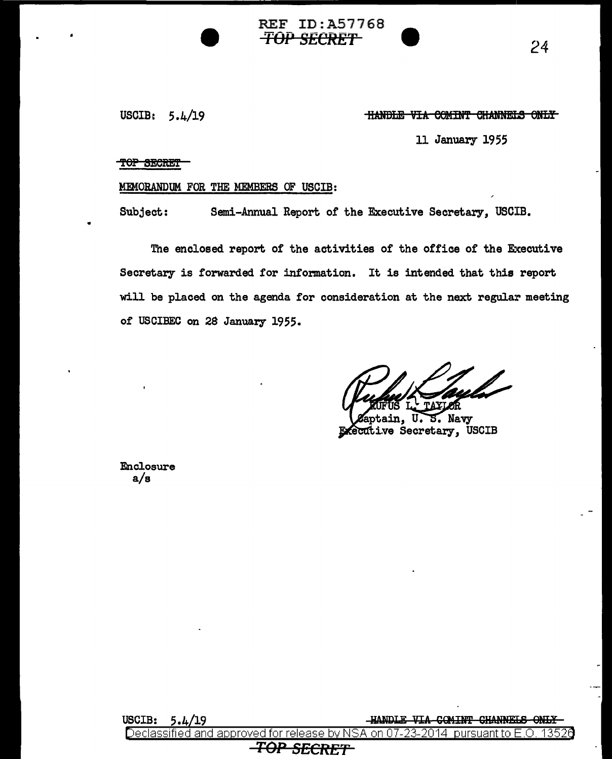USCIB: 5.4/19

~~HANDLE VIA COMINT CHANNELS ONLY~~

11 January 1955

~~TOP SECRET~~

MEMORANDUM FOR THE MEMBERS OF USCIB:

Subject: Semi-Annual Report of the Executive Secretary, USCIB.

The enclosed report of the activities of the office of the Executive Secretary is forwarded for information. It is intended that this report will be placed on the agenda for consideration at the next regular meeting of USCIBEC on 28 January 1955.

RUFUS L. TAYLOR
Captain, U. S. Navy
Executive Secretary, USCIB

Enclosure
a/s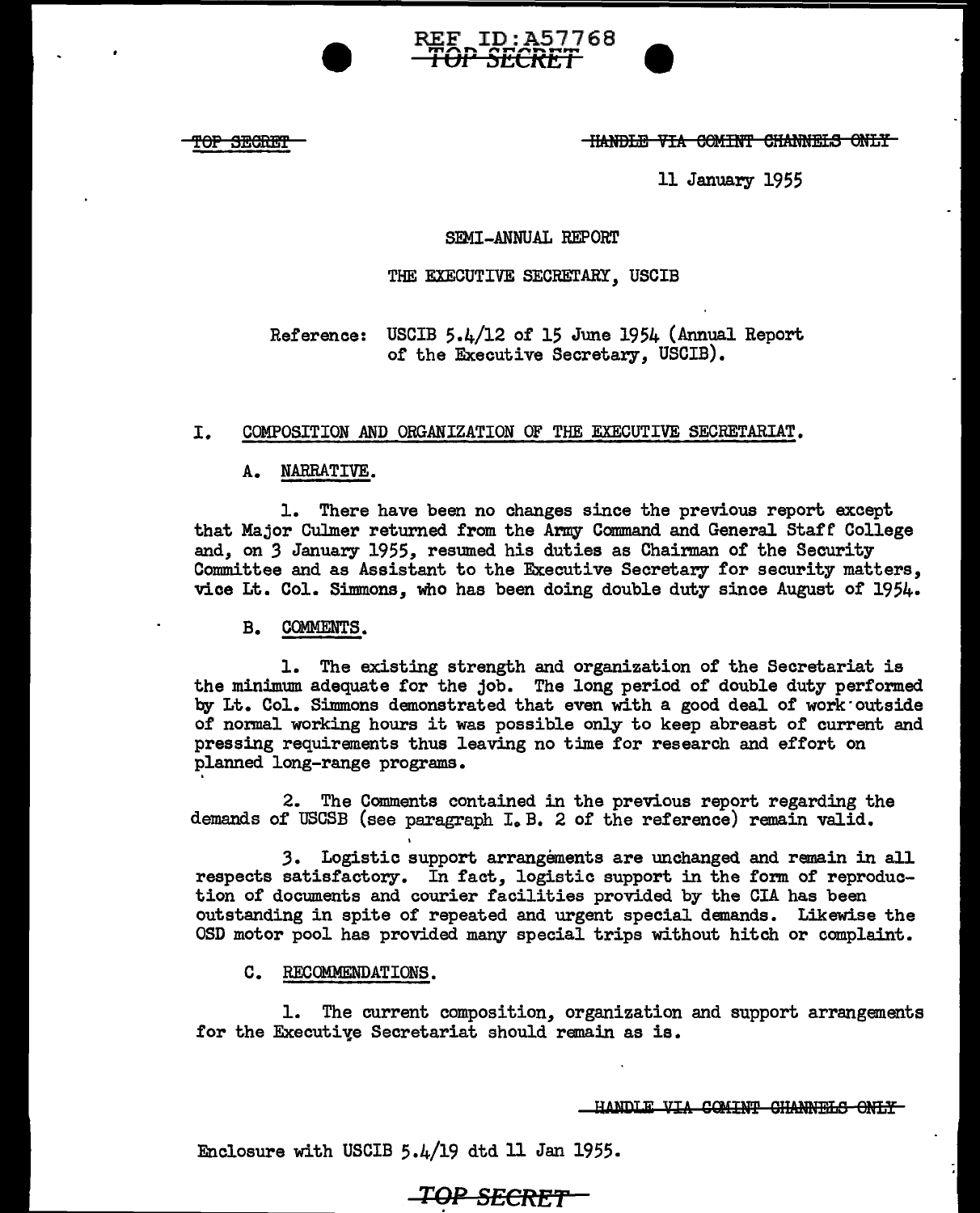REF ID:A57768
~~TOP SECRET~~

~~TOP SECRET~~ ~~HANDLE VIA COMINT CHANNELS ONLY~~

11 January 1955

SEMI-ANNUAL REPORT

THE EXECUTIVE SECRETARY, USCIB

Reference: USCIB 5.4/12 of 15 June 1954 (Annual Report of the Executive Secretary, USCIB).

## I. COMPOSITION AND ORGANIZATION OF THE EXECUTIVE SECRETARIAT.

### A. NARRATIVE.

1. There have been no changes since the previous report except that Major Culmer returned from the Army Command and General Staff College and, on 3 January 1955, resumed his duties as Chairman of the Security Committee and as Assistant to the Executive Secretary for security matters, vice Lt. Col. Simmons, who has been doing double duty since August of 1954.

### B. COMMENTS.

1. The existing strength and organization of the Secretariat is the minimum adequate for the job. The long period of double duty performed by Lt. Col. Simmons demonstrated that even with a good deal of work outside of normal working hours it was possible only to keep abreast of current and pressing requirements thus leaving no time for research and effort on planned long-range programs.

2. The Comments contained in the previous report regarding the demands of USCSB (see paragraph I. B. 2 of the reference) remain valid.

3. Logistic support arrangements are unchanged and remain in all respects satisfactory. In fact, logistic support in the form of reproduction of documents and courier facilities provided by the CIA has been outstanding in spite of repeated and urgent special demands. Likewise the OSD motor pool has provided many special trips without hitch or complaint.

### C. RECOMMENDATIONS.

1. The current composition, organization and support arrangements for the Executive Secretariat should remain as is.

~~HANDLE VIA COMINT CHANNELS ONLY~~

Enclosure with USCIB 5.4/19 dtd 11 Jan 1955.

~~TOP SECRET~~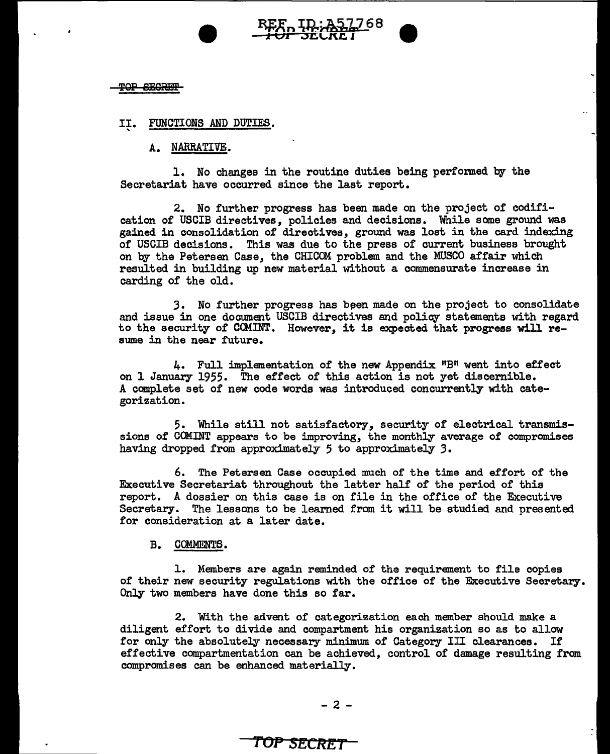## II. FUNCTIONS AND DUTIES.

### A. NARRATIVE.

1. No changes in the routine duties being performed by the Secretariat have occurred since the last report.

2. No further progress has been made on the project of codification of USCIB directives, policies and decisions. While some ground was gained in consolidation of directives, ground was lost in the card indexing of USCIB decisions. This was due to the press of current business brought on by the Petersen Case, the CHICOM problem and the MUSCO affair which resulted in building up new material without a commensurate increase in carding of the old.

3. No further progress has been made on the project to consolidate and issue in one document USCIB directives and policy statements with regard to the security of COMINT. However, it is expected that progress will resume in the near future.

4. Full implementation of the new Appendix "B" went into effect on 1 January 1955. The effect of this action is not yet discernible. A complete set of new code words was introduced concurrently with categorization.

5. While still not satisfactory, security of electrical transmissions of COMINT appears to be improving, the monthly average of compromises having dropped from approximately 5 to approximately 3.

6. The Petersen Case occupied much of the time and effort of the Executive Secretariat throughout the latter half of the period of this report. A dossier on this case is on file in the office of the Executive Secretary. The lessons to be learned from it will be studied and presented for consideration at a later date.

### B. COMMENTS.

1. Members are again reminded of the requirement to file copies of their new security regulations with the office of the Executive Secretary. Only two members have done this so far.

2. With the advent of categorization each member should make a diligent effort to divide and compartment his organization so as to allow for only the absolutely necessary minimum of Category III clearances. If effective compartmentation can be achieved, control of damage resulting from compromises can be enhanced materially.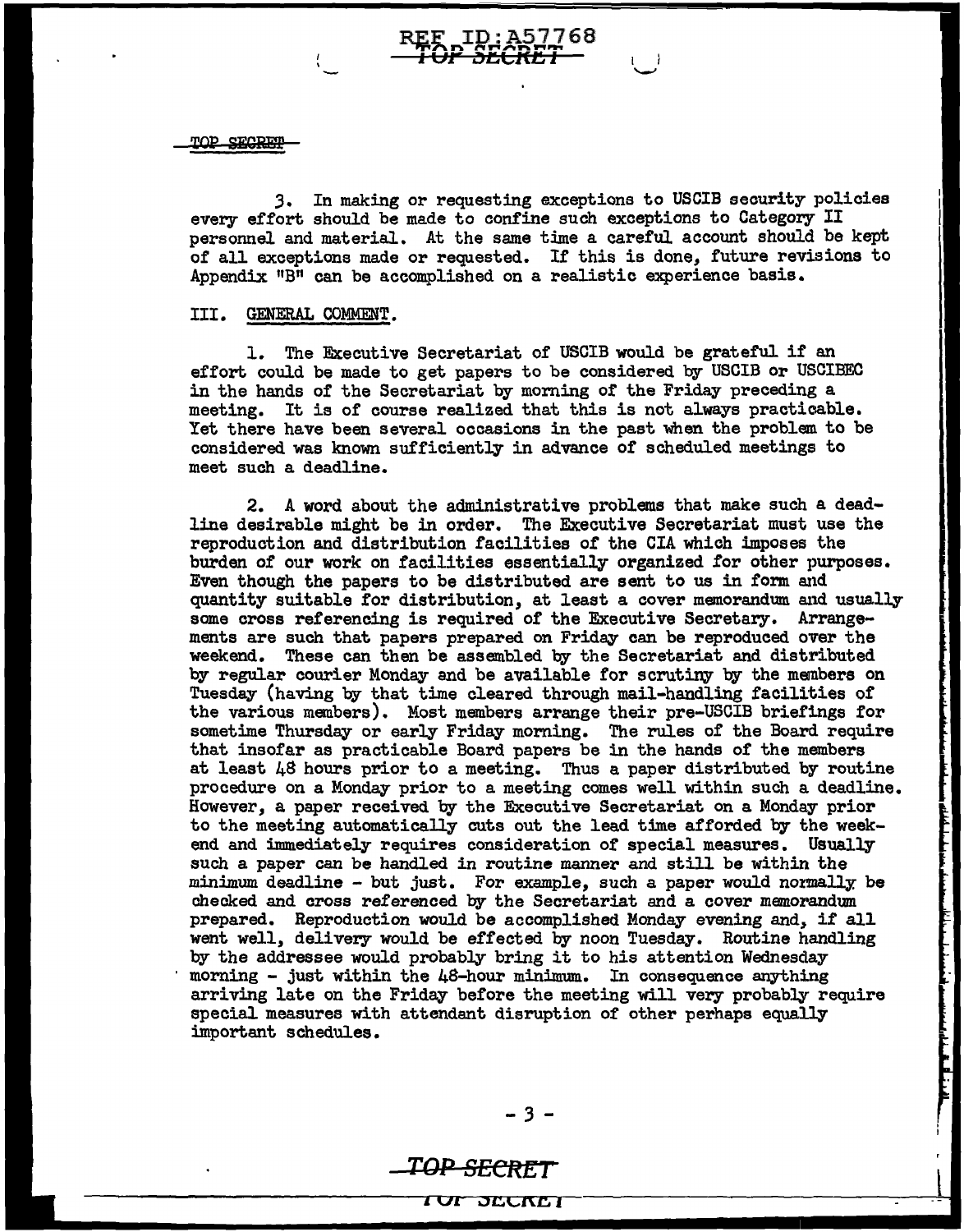3. In making or requesting exceptions to USCIB security policies every effort should be made to confine such exceptions to Category II personnel and material. At the same time a careful account should be kept of all exceptions made or requested. If this is done, future revisions to Appendix "B" can be accomplished on a realistic experience basis.

## III. GENERAL COMMENT.

1. The Executive Secretariat of USCIB would be grateful if an effort could be made to get papers to be considered by USCIB or USCIBEC in the hands of the Secretariat by morning of the Friday preceding a meeting. It is of course realized that this is not always practicable. Yet there have been several occasions in the past when the problem to be considered was known sufficiently in advance of scheduled meetings to meet such a deadline.

2. A word about the administrative problems that make such a deadline desirable might be in order. The Executive Secretariat must use the reproduction and distribution facilities of the CIA which imposes the burden of our work on facilities essentially organized for other purposes. Even though the papers to be distributed are sent to us in form and quantity suitable for distribution, at least a cover memorandum and usually some cross referencing is required of the Executive Secretary. Arrangements are such that papers prepared on Friday can be reproduced over the weekend. These can then be assembled by the Secretariat and distributed by regular courier Monday and be available for scrutiny by the members on Tuesday (having by that time cleared through mail-handling facilities of the various members). Most members arrange their pre-USCIB briefings for sometime Thursday or early Friday morning. The rules of the Board require that insofar as practicable Board papers be in the hands of the members at least 48 hours prior to a meeting. Thus a paper distributed by routine procedure on a Monday prior to a meeting comes well within such a deadline. However, a paper received by the Executive Secretariat on a Monday prior to the meeting automatically cuts out the lead time afforded by the weekend and immediately requires consideration of special measures. Usually such a paper can be handled in routine manner and still be within the minimum deadline - but just. For example, such a paper would normally be checked and cross referenced by the Secretariat and a cover memorandum prepared. Reproduction would be accomplished Monday evening and, if all went well, delivery would be effected by noon Tuesday. Routine handling by the addressee would probably bring it to his attention Wednesday morning - just within the 48-hour minimum. In consequence anything arriving late on the Friday before the meeting will very probably require special measures with attendant disruption of other perhaps equally important schedules.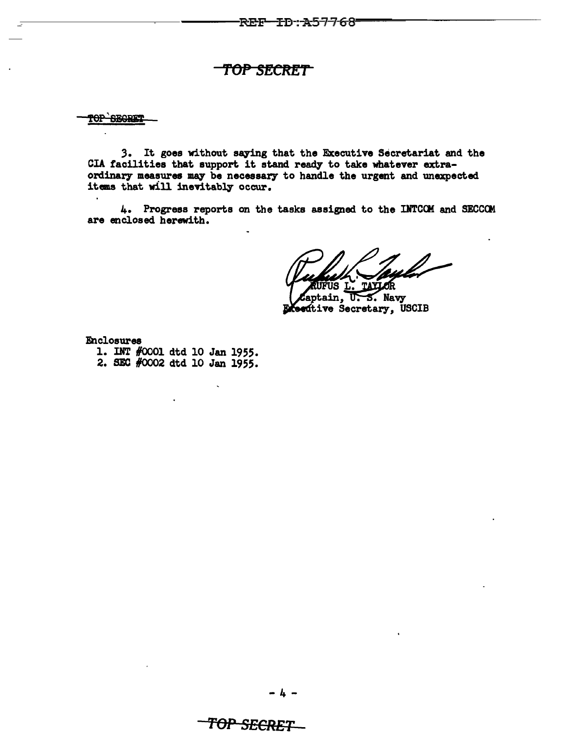TOP SECRET

3. It goes without saying that the Executive Secretariat and the CIA facilities that support it stand ready to take whatever extraordinary measures may be necessary to handle the urgent and unexpected items that will inevitably occur.

4. Progress reports on the tasks assigned to the INTCOM and SECCOM are enclosed herewith.

RUFUS L. TAYLOR
Captain, U. S. Navy
Executive Secretary, USCIB

Enclosures
1. INT #0001 dtd 10 Jan 1955.
2. SEC #0002 dtd 10 Jan 1955.